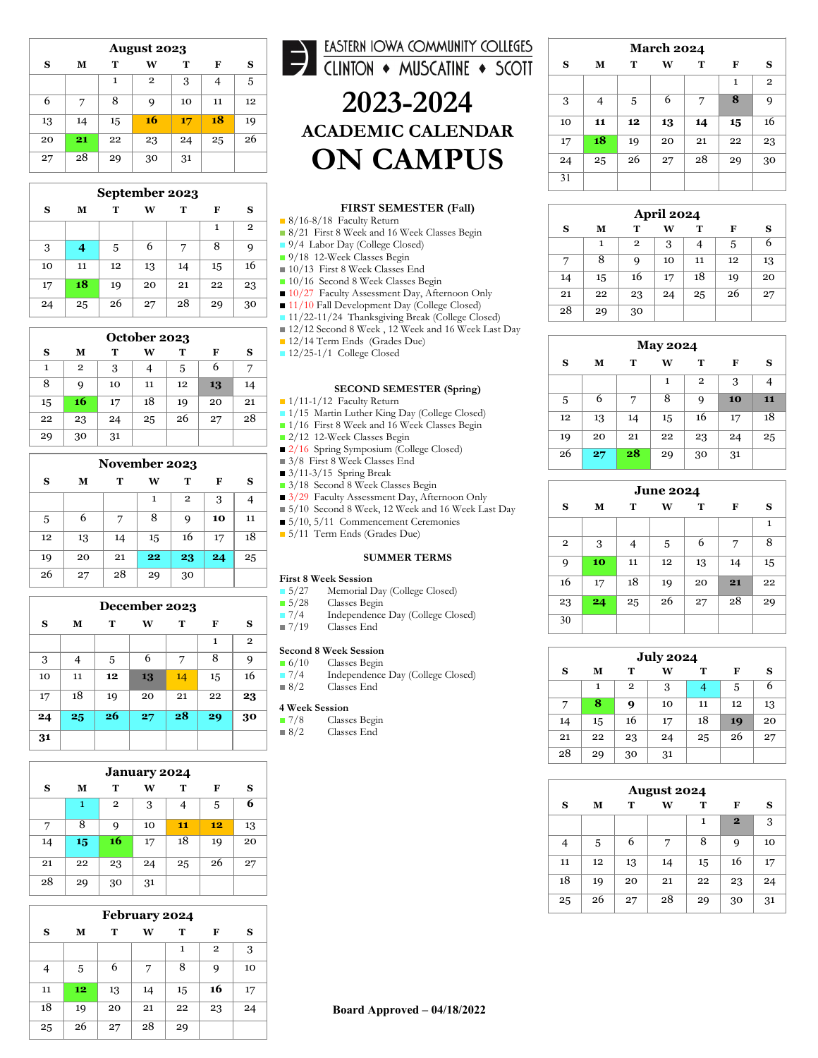EASTERN IOWA COMMUNITY COLLEGES
CLINTON ♦ MUSCATINE ♦ SCOTT

# 2023-2024

## ACADEMIC CALENDAR

# ON CAMPUS

### FIRST SEMESTER (Fall)

- 8/16-8/18 Faculty Return
- 8/21 First 8 Week and 16 Week Classes Begin
- 9/4 Labor Day (College Closed)
- 9/18 12-Week Classes Begin
- 10/13 First 8 Week Classes End
- 10/16 Second 8 Week Classes Begin
- 10/27 Faculty Assessment Day, Afternoon Only
- 11/10 Fall Development Day (College Closed)
- 11/22-11/24 Thanksgiving Break (College Closed)
- 12/12 Second 8 Week , 12 Week and 16 Week Last Day
- 12/14 Term Ends (Grades Due)
- 12/25-1/1 College Closed

### SECOND SEMESTER (Spring)

- 1/11-1/12 Faculty Return
- 1/15 Martin Luther King Day (College Closed)
- 1/16 First 8 Week and 16 Week Classes Begin
- 2/12 12-Week Classes Begin
- 2/16 Spring Symposium (College Closed)
- 3/8 First 8 Week Classes End
- 3/11-3/15 Spring Break
- 3/18 Second 8 Week Classes Begin
- 3/29 Faculty Assessment Day, Afternoon Only
- 5/10 Second 8 Week, 12 Week and 16 Week Last Day
- 5/10, 5/11 Commencement Ceremonies
- 5/11 Term Ends (Grades Due)

### SUMMER TERMS

**First 8 Week Session**

- 5/27 Memorial Day (College Closed)
- 5/28 Classes Begin
- 7/4 Independence Day (College Closed)
- 7/19 Classes End

**Second 8 Week Session**

- 6/10 Classes Begin
- 7/4 Independence Day (College Closed)
- 8/2 Classes End

**4 Week Session**

- 7/8 Classes Begin
- 8/2 Classes End

**Board Approved – 04/18/2022**

### August 2023

| S | M | T | W | T | F | S |
|---|---|---|---|---|---|---|
| | | 1 | 2 | 3 | 4 | 5 |
| 6 | 7 | 8 | 9 | 10 | 11 | 12 |
| 13 | 14 | 15 | **16** | **17** | **18** | 19 |
| 20 | **21** | 22 | 23 | 24 | 25 | 26 |
| 27 | 28 | 29 | 30 | 31 | | |

### September 2023

| S | M | T | W | T | F | S |
|---|---|---|---|---|---|---|
| | | | | | 1 | 2 |
| 3 | **4** | 5 | 6 | 7 | 8 | 9 |
| 10 | 11 | 12 | 13 | 14 | 15 | 16 |
| 17 | **18** | 19 | 20 | 21 | 22 | 23 |
| 24 | 25 | 26 | 27 | 28 | 29 | 30 |

### October 2023

| S | M | T | W | T | F | S |
|---|---|---|---|---|---|---|
| 1 | 2 | 3 | 4 | 5 | 6 | 7 |
| 8 | 9 | 10 | 11 | 12 | **13** | 14 |
| 15 | **16** | 17 | 18 | 19 | 20 | 21 |
| 22 | 23 | 24 | 25 | 26 | 27 | 28 |
| 29 | 30 | 31 | | | | |

### November 2023

| S | M | T | W | T | F | S |
|---|---|---|---|---|---|---|
| | | | 1 | 2 | 3 | 4 |
| 5 | 6 | 7 | 8 | 9 | **10** | 11 |
| 12 | 13 | 14 | 15 | 16 | 17 | 18 |
| 19 | 20 | 21 | **22** | **23** | **24** | 25 |
| 26 | 27 | 28 | 29 | 30 | | |

### December 2023

| S | M | T | W | T | F | S |
|---|---|---|---|---|---|---|
| | | | | | 1 | 2 |
| 3 | 4 | 5 | 6 | 7 | 8 | 9 |
| 10 | 11 | **12** | **13** | 14 | 15 | 16 |
| 17 | 18 | 19 | 20 | 21 | 22 | **23** |
| **24** | **25** | **26** | **27** | **28** | **29** | **30** |
| **31** | | | | | | |

### January 2024

| S | M | T | W | T | F | S |
|---|---|---|---|---|---|---|
| | **1** | 2 | 3 | 4 | 5 | **6** |
| 7 | 8 | 9 | 10 | **11** | **12** | 13 |
| 14 | **15** | **16** | 17 | 18 | 19 | 20 |
| 21 | 22 | 23 | 24 | 25 | 26 | 27 |
| 28 | 29 | 30 | 31 | | | |

### February 2024

| S | M | T | W | T | F | S |
|---|---|---|---|---|---|---|
| | | | | 1 | 2 | 3 |
| 4 | 5 | 6 | 7 | 8 | 9 | 10 |
| 11 | **12** | 13 | 14 | 15 | **16** | 17 |
| 18 | 19 | 20 | 21 | 22 | 23 | 24 |
| 25 | 26 | 27 | 28 | 29 | | |

### March 2024

| S | M | T | W | T | F | S |
|---|---|---|---|---|---|---|
| | | | | | 1 | 2 |
| 3 | 4 | 5 | 6 | 7 | **8** | 9 |
| 10 | **11** | **12** | **13** | **14** | **15** | 16 |
| 17 | **18** | 19 | 20 | 21 | 22 | 23 |
| 24 | 25 | 26 | 27 | 28 | 29 | 30 |
| 31 | | | | | | |

### April 2024

| S | M | T | W | T | F | S |
|---|---|---|---|---|---|---|
| | 1 | 2 | 3 | 4 | 5 | 6 |
| 7 | 8 | 9 | 10 | 11 | 12 | 13 |
| 14 | 15 | 16 | 17 | 18 | 19 | 20 |
| 21 | 22 | 23 | 24 | 25 | 26 | 27 |
| 28 | 29 | 30 | | | | |

### May 2024

| S | M | T | W | T | F | S |
|---|---|---|---|---|---|---|
| | | | 1 | 2 | 3 | 4 |
| 5 | 6 | 7 | 8 | 9 | **10** | **11** |
| 12 | 13 | 14 | 15 | 16 | 17 | 18 |
| 19 | 20 | 21 | 22 | 23 | 24 | 25 |
| 26 | **27** | **28** | 29 | 30 | 31 | |

### June 2024

| S | M | T | W | T | F | S |
|---|---|---|---|---|---|---|
| | | | | | | 1 |
| 2 | 3 | 4 | 5 | 6 | 7 | 8 |
| 9 | **10** | 11 | 12 | 13 | 14 | 15 |
| 16 | 17 | 18 | 19 | 20 | **21** | 22 |
| 23 | **24** | 25 | 26 | 27 | 28 | 29 |
| 30 | | | | | | |

### July 2024

| S | M | T | W | T | F | S |
|---|---|---|---|---|---|---|
| | 1 | 2 | 3 | **4** | 5 | 6 |
| 7 | **8** | **9** | 10 | 11 | 12 | 13 |
| 14 | 15 | 16 | 17 | 18 | **19** | 20 |
| 21 | 22 | 23 | 24 | 25 | 26 | 27 |
| 28 | 29 | 30 | 31 | | | |

### August 2024

| S | M | T | W | T | F | S |
|---|---|---|---|---|---|---|
| | | | | 1 | **2** | 3 |
| 4 | 5 | 6 | 7 | 8 | 9 | 10 |
| 11 | 12 | 13 | 14 | 15 | 16 | 17 |
| 18 | 19 | 20 | 21 | 22 | 23 | 24 |
| 25 | 26 | 27 | 28 | 29 | 30 | 31 |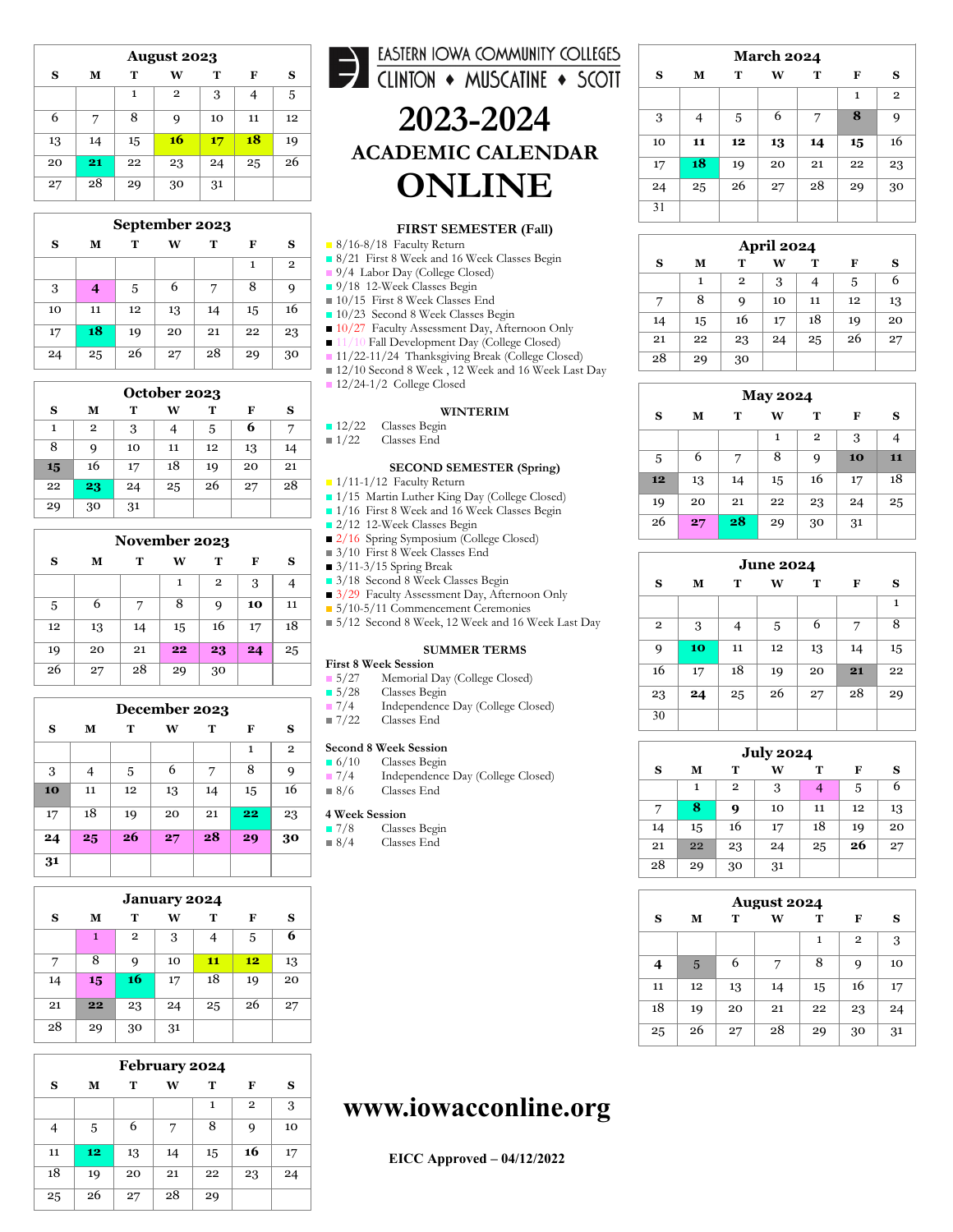# EASTERN IOWA COMMUNITY COLLEGES

CLINTON ♦ MUSCATINE ♦ SCOTT

# 2023-2024

## ACADEMIC CALENDAR

# ONLINE

### FIRST SEMESTER (Fall)

- 8/16-8/18 Faculty Return
- 8/21 First 8 Week and 16 Week Classes Begin
- 9/4 Labor Day (College Closed)
- 9/18 12-Week Classes Begin
- 10/15 First 8 Week Classes End
- 10/23 Second 8 Week Classes Begin
- 10/27 Faculty Assessment Day, Afternoon Only
- 11/10 Fall Development Day (College Closed)
- 11/22-11/24 Thanksgiving Break (College Closed)
- 12/10 Second 8 Week , 12 Week and 16 Week Last Day
- 12/24-1/2 College Closed

### WINTERIM

- 12/22 Classes Begin
- 1/22 Classes End

### SECOND SEMESTER (Spring)

- 1/11-1/12 Faculty Return
- 1/15 Martin Luther King Day (College Closed)
- 1/16 First 8 Week and 16 Week Classes Begin
- 2/12 12-Week Classes Begin
- 2/16 Spring Symposium (College Closed)
- 3/10 First 8 Week Classes End
- 3/11-3/15 Spring Break
- 3/18 Second 8 Week Classes Begin
- 3/29 Faculty Assessment Day, Afternoon Only
- 5/10-5/11 Commencement Ceremonies
- 5/12 Second 8 Week, 12 Week and 16 Week Last Day

### SUMMER TERMS

**First 8 Week Session**

- 5/27 Memorial Day (College Closed)
- 5/28 Classes Begin
- 7/4 Independence Day (College Closed)
- 7/22 Classes End

**Second 8 Week Session**

- 6/10 Classes Begin
- 7/4 Independence Day (College Closed)
- 8/6 Classes End

**4 Week Session**

- 7/8 Classes Begin
- 8/4 Classes End

### August 2023

| S | M | T | W | T | F | S |
|---|---|---|---|---|---|---|
| | | 1 | 2 | 3 | 4 | 5 |
| 6 | 7 | 8 | 9 | 10 | 11 | 12 |
| 13 | 14 | 15 | 16 | 17 | 18 | 19 |
| 20 | 21 | 22 | 23 | 24 | 25 | 26 |
| 27 | 28 | 29 | 30 | 31 | | |

### September 2023

| S | M | T | W | T | F | S |
|---|---|---|---|---|---|---|
| | | | | | 1 | 2 |
| 3 | 4 | 5 | 6 | 7 | 8 | 9 |
| 10 | 11 | 12 | 13 | 14 | 15 | 16 |
| 17 | 18 | 19 | 20 | 21 | 22 | 23 |
| 24 | 25 | 26 | 27 | 28 | 29 | 30 |

### October 2023

| S | M | T | W | T | F | S |
|---|---|---|---|---|---|---|
| 1 | 2 | 3 | 4 | 5 | 6 | 7 |
| 8 | 9 | 10 | 11 | 12 | 13 | 14 |
| 15 | 16 | 17 | 18 | 19 | 20 | 21 |
| 22 | 23 | 24 | 25 | 26 | 27 | 28 |
| 29 | 30 | 31 | | | | |

### November 2023

| S | M | T | W | T | F | S |
|---|---|---|---|---|---|---|
| | | | 1 | 2 | 3 | 4 |
| 5 | 6 | 7 | 8 | 9 | 10 | 11 |
| 12 | 13 | 14 | 15 | 16 | 17 | 18 |
| 19 | 20 | 21 | 22 | 23 | 24 | 25 |
| 26 | 27 | 28 | 29 | 30 | | |

### December 2023

| S | M | T | W | T | F | S |
|---|---|---|---|---|---|---|
| | | | | | 1 | 2 |
| 3 | 4 | 5 | 6 | 7 | 8 | 9 |
| 10 | 11 | 12 | 13 | 14 | 15 | 16 |
| 17 | 18 | 19 | 20 | 21 | 22 | 23 |
| 24 | 25 | 26 | 27 | 28 | 29 | 30 |
| 31 | | | | | | |

### January 2024

| S | M | T | W | T | F | S |
|---|---|---|---|---|---|---|
| | 1 | 2 | 3 | 4 | 5 | 6 |
| 7 | 8 | 9 | 10 | 11 | 12 | 13 |
| 14 | 15 | 16 | 17 | 18 | 19 | 20 |
| 21 | 22 | 23 | 24 | 25 | 26 | 27 |
| 28 | 29 | 30 | 31 | | | |

### February 2024

| S | M | T | W | T | F | S |
|---|---|---|---|---|---|---|
| | | | | 1 | 2 | 3 |
| 4 | 5 | 6 | 7 | 8 | 9 | 10 |
| 11 | 12 | 13 | 14 | 15 | 16 | 17 |
| 18 | 19 | 20 | 21 | 22 | 23 | 24 |
| 25 | 26 | 27 | 28 | 29 | | |

### March 2024

| S | M | T | W | T | F | S |
|---|---|---|---|---|---|---|
| | | | | | 1 | 2 |
| 3 | 4 | 5 | 6 | 7 | 8 | 9 |
| 10 | 11 | 12 | 13 | 14 | 15 | 16 |
| 17 | 18 | 19 | 20 | 21 | 22 | 23 |
| 24 | 25 | 26 | 27 | 28 | 29 | 30 |
| 31 | | | | | | |

### April 2024

| S | M | T | W | T | F | S |
|---|---|---|---|---|---|---|
| | 1 | 2 | 3 | 4 | 5 | 6 |
| 7 | 8 | 9 | 10 | 11 | 12 | 13 |
| 14 | 15 | 16 | 17 | 18 | 19 | 20 |
| 21 | 22 | 23 | 24 | 25 | 26 | 27 |
| 28 | 29 | 30 | | | | |

### May 2024

| S | M | T | W | T | F | S |
|---|---|---|---|---|---|---|
| | | | 1 | 2 | 3 | 4 |
| 5 | 6 | 7 | 8 | 9 | 10 | 11 |
| 12 | 13 | 14 | 15 | 16 | 17 | 18 |
| 19 | 20 | 21 | 22 | 23 | 24 | 25 |
| 26 | 27 | 28 | 29 | 30 | 31 | |

### June 2024

| S | M | T | W | T | F | S |
|---|---|---|---|---|---|---|
| | | | | | | 1 |
| 2 | 3 | 4 | 5 | 6 | 7 | 8 |
| 9 | 10 | 11 | 12 | 13 | 14 | 15 |
| 16 | 17 | 18 | 19 | 20 | 21 | 22 |
| 23 | 24 | 25 | 26 | 27 | 28 | 29 |
| 30 | | | | | | |

### July 2024

| S | M | T | W | T | F | S |
|---|---|---|---|---|---|---|
| | 1 | 2 | 3 | 4 | 5 | 6 |
| 7 | 8 | 9 | 10 | 11 | 12 | 13 |
| 14 | 15 | 16 | 17 | 18 | 19 | 20 |
| 21 | 22 | 23 | 24 | 25 | 26 | 27 |
| 28 | 29 | 30 | 31 | | | |

### August 2024

| S | M | T | W | T | F | S |
|---|---|---|---|---|---|---|
| | | | | 1 | 2 | 3 |
| 4 | 5 | 6 | 7 | 8 | 9 | 10 |
| 11 | 12 | 13 | 14 | 15 | 16 | 17 |
| 18 | 19 | 20 | 21 | 22 | 23 | 24 |
| 25 | 26 | 27 | 28 | 29 | 30 | 31 |

**www.iowacconline.org**

**EICC Approved – 04/12/2022**